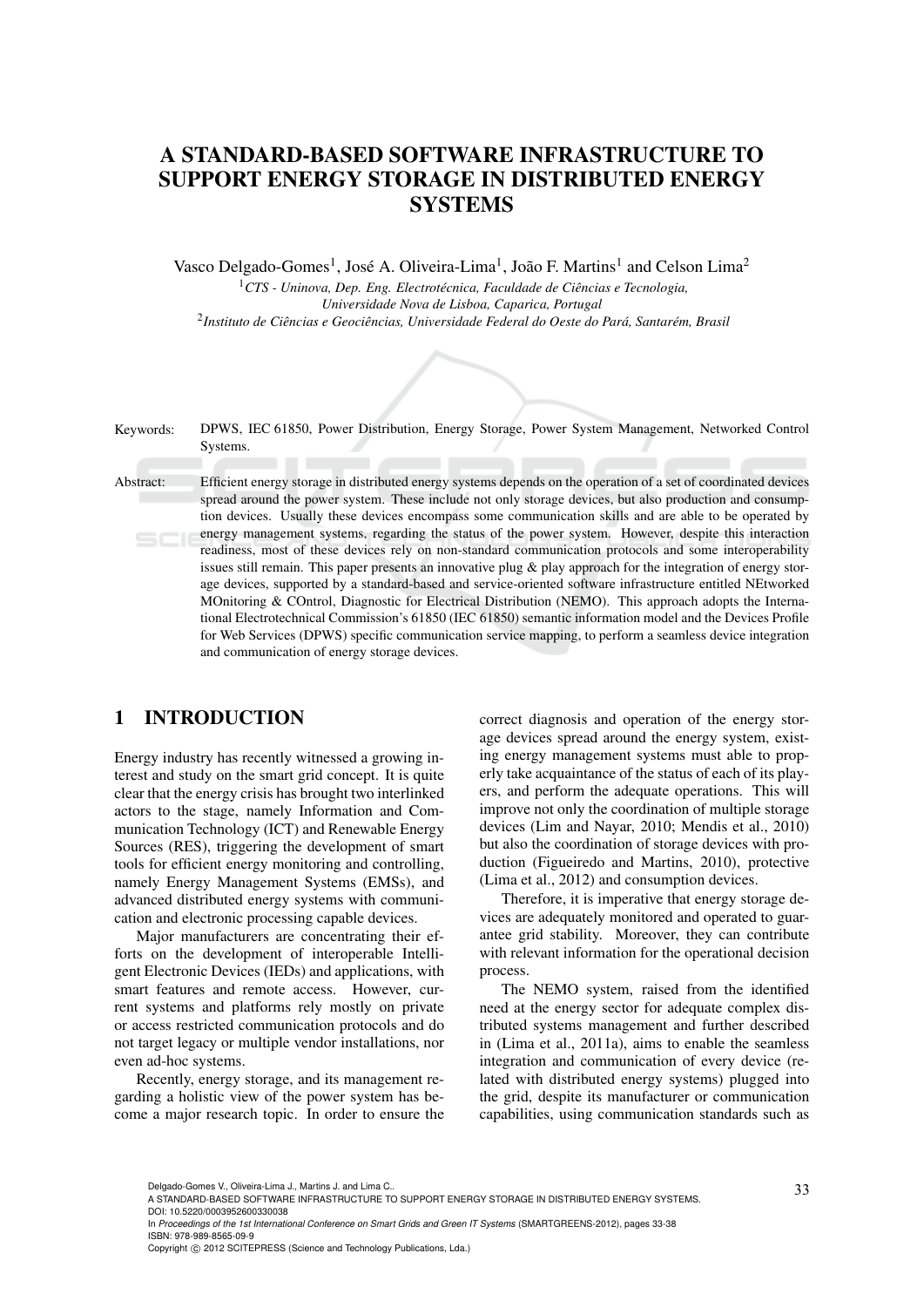# A STANDARD-BASED SOFTWARE INFRASTRUCTURE TO SUPPORT ENERGY STORAGE IN DISTRIBUTED ENERGY SYSTEMS

Vasco Delgado-Gomes[1], José A. Oliveira-Lima[1], João F. Martins[1] and Celson Lima[2]

[1]*CTS - Uninova, Dep. Eng. Electrotécnica, Faculdade de Ciências e Tecnologia, Universidade Nova de Lisboa, Caparica, Portugal*

[2]*Instituto de Ciências e Geociências, Universidade Federal do Oeste do Pará, Santarém, Brasil*

Keywords: DPWS, IEC 61850, Power Distribution, Energy Storage, Power System Management, Networked Control Systems.

Abstract: Efficient energy storage in distributed energy systems depends on the operation of a set of coordinated devices spread around the power system. These include not only storage devices, but also production and consumption devices. Usually these devices encompass some communication skills and are able to be operated by energy management systems, regarding the status of the power system. However, despite this interaction readiness, most of these devices rely on non-standard communication protocols and some interoperability issues still remain. This paper presents an innovative plug & play approach for the integration of energy storage devices, supported by a standard-based and service-oriented software infrastructure entitled NEtworked MOnitoring & COntrol, Diagnostic for Electrical Distribution (NEMO). This approach adopts the International Electrotechnical Commission's 61850 (IEC 61850) semantic information model and the Devices Profile for Web Services (DPWS) specific communication service mapping, to perform a seamless device integration and communication of energy storage devices.

## 1 INTRODUCTION

Energy industry has recently witnessed a growing interest and study on the smart grid concept. It is quite clear that the energy crisis has brought two interlinked actors to the stage, namely Information and Communication Technology (ICT) and Renewable Energy Sources (RES), triggering the development of smart tools for efficient energy monitoring and controlling, namely Energy Management Systems (EMSs), and advanced distributed energy systems with communication and electronic processing capable devices.

Major manufacturers are concentrating their efforts on the development of interoperable Intelligent Electronic Devices (IEDs) and applications, with smart features and remote access. However, current systems and platforms rely mostly on private or access restricted communication protocols and do not target legacy or multiple vendor installations, nor even ad-hoc systems.

Recently, energy storage, and its management regarding a holistic view of the power system has become a major research topic. In order to ensure the correct diagnosis and operation of the energy storage devices spread around the energy system, existing energy management systems must able to properly take acquaintance of the status of each of its players, and perform the adequate operations. This will improve not only the coordination of multiple storage devices (Lim and Nayar, 2010; Mendis et al., 2010) but also the coordination of storage devices with production (Figueiredo and Martins, 2010), protective (Lima et al., 2012) and consumption devices.

Therefore, it is imperative that energy storage devices are adequately monitored and operated to guarantee grid stability. Moreover, they can contribute with relevant information for the operational decision process.

The NEMO system, raised from the identified need at the energy sector for adequate complex distributed systems management and further described in (Lima et al., 2011a), aims to enable the seamless integration and communication of every device (related with distributed energy systems) plugged into the grid, despite its manufacturer or communication capabilities, using communication standards such as

Delgado-Gomes V., Oliveira-Lima J., Martins J. and Lima C..
A STANDARD-BASED SOFTWARE INFRASTRUCTURE TO SUPPORT ENERGY STORAGE IN DISTRIBUTED ENERGY SYSTEMS.
DOI: 10.5220/0003952600330038
In *Proceedings of the 1st International Conference on Smart Grids and Green IT Systems* (SMARTGREENS-2012), pages 33-38
ISBN: 978-989-8565-09-9
Copyright © 2012 SCITEPRESS (Science and Technology Publications, Lda.)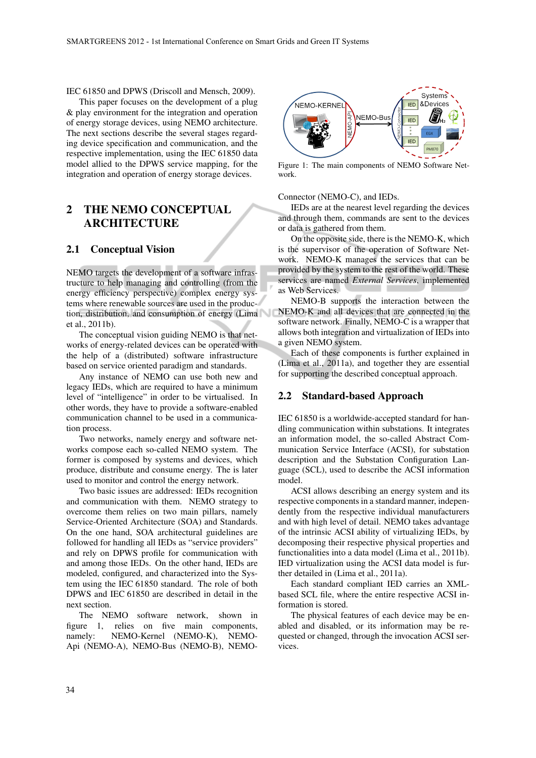IEC 61850 and DPWS (Driscoll and Mensch, 2009).

This paper focuses on the development of a plug & play environment for the integration and operation of energy storage devices, using NEMO architecture. The next sections describe the several stages regarding device specification and communication, and the respective implementation, using the IEC 61850 data model allied to the DPWS service mapping, for the integration and operation of energy storage devices.

# 2 THE NEMO CONCEPTUAL ARCHITECTURE

## 2.1 Conceptual Vision

NEMO targets the development of a software infrastructure to help managing and controlling (from the energy efficiency perspective) complex energy systems where renewable sources are used in the production, distribution, and consumption of energy (Lima et al., 2011b).

The conceptual vision guiding NEMO is that networks of energy-related devices can be operated with the help of a (distributed) software infrastructure based on service oriented paradigm and standards.

Any instance of NEMO can use both new and legacy IEDs, which are required to have a minimum level of "intelligence" in order to be virtualised. In other words, they have to provide a software-enabled communication channel to be used in a communication process.

Two networks, namely energy and software networks compose each so-called NEMO system. The former is composed by systems and devices, which produce, distribute and consume energy. The is later used to monitor and control the energy network.

Two basic issues are addressed: IEDs recognition and communication with them. NEMO strategy to overcome them relies on two main pillars, namely Service-Oriented Architecture (SOA) and Standards. On the one hand, SOA architectural guidelines are followed for handling all IEDs as "service providers" and rely on DPWS profile for communication with and among those IEDs. On the other hand, IEDs are modeled, configured, and characterized into the System using the IEC 61850 standard. The role of both DPWS and IEC 61850 are described in detail in the next section.

The NEMO software network, shown in figure 1, relies on five main components, namely: NEMO-Kernel (NEMO-K), NEMO-Api (NEMO-A), NEMO-Bus (NEMO-B), NEMO-Connector (NEMO-C), and IEDs.

Figure 1: The main components of NEMO Software Network.

IEDs are at the nearest level regarding the devices and through them, commands are sent to the devices or data is gathered from them.

On the opposite side, there is the NEMO-K, which is the supervisor of the operation of Software Network. NEMO-K manages the services that can be provided by the system to the rest of the world. These services are named *External Services*, implemented as Web Services.

NEMO-B supports the interaction between the NEMO-K and all devices that are connected in the software network. Finally, NEMO-C is a wrapper that allows both integration and virtualization of IEDs into a given NEMO system.

Each of these components is further explained in (Lima et al., 2011a), and together they are essential for supporting the described conceptual approach.

## 2.2 Standard-based Approach

IEC 61850 is a worldwide-accepted standard for handling communication within substations. It integrates an information model, the so-called Abstract Communication Service Interface (ACSI), for substation description and the Substation Configuration Language (SCL), used to describe the ACSI information model.

ACSI allows describing an energy system and its respective components in a standard manner, independently from the respective individual manufacturers and with high level of detail. NEMO takes advantage of the intrinsic ACSI ability of virtualizing IEDs, by decomposing their respective physical properties and functionalities into a data model (Lima et al., 2011b). IED virtualization using the ACSI data model is further detailed in (Lima et al., 2011a).

Each standard compliant IED carries an XML-based SCL file, where the entire respective ACSI information is stored.

The physical features of each device may be enabled and disabled, or its information may be requested or changed, through the invocation ACSI services.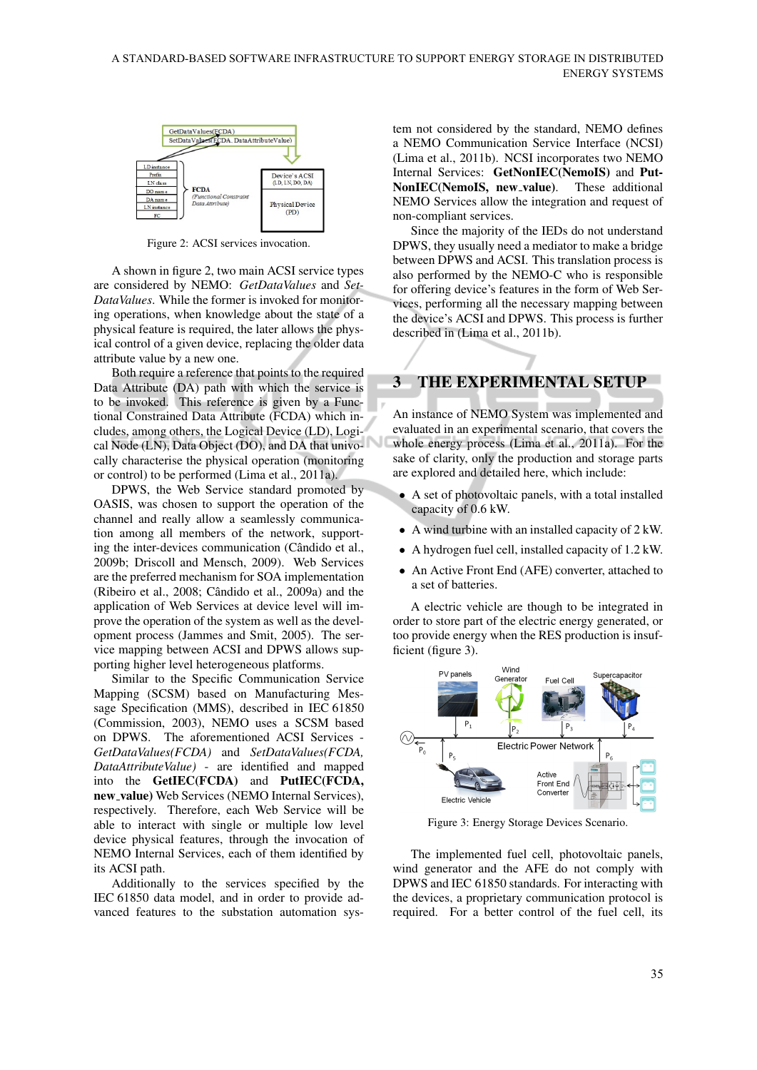Figure 2: ACSI services invocation.

A shown in figure 2, two main ACSI service types are considered by NEMO: *GetDataValues* and *SetDataValues*. While the former is invoked for monitoring operations, when knowledge about the state of a physical feature is required, the later allows the physical control of a given device, replacing the older data attribute value by a new one.

Both require a reference that points to the required Data Attribute (DA) path with which the service is to be invoked. This reference is given by a Functional Constrained Data Attribute (FCDA) which includes, among others, the Logical Device (LD), Logical Node (LN), Data Object (DO), and DA that univocally characterise the physical operation (monitoring or control) to be performed (Lima et al., 2011a).

DPWS, the Web Service standard promoted by OASIS, was chosen to support the operation of the channel and really allow a seamlessly communication among all members of the network, supporting the inter-devices communication (Cândido et al., 2009b; Driscoll and Mensch, 2009). Web Services are the preferred mechanism for SOA implementation (Ribeiro et al., 2008; Cândido et al., 2009a) and the application of Web Services at device level will improve the operation of the system as well as the development process (Jammes and Smit, 2005). The service mapping between ACSI and DPWS allows supporting higher level heterogeneous platforms.

Similar to the Specific Communication Service Mapping (SCSM) based on Manufacturing Message Specification (MMS), described in IEC 61850 (Commission, 2003), NEMO uses a SCSM based on DPWS. The aforementioned ACSI Services - *GetDataValues(FCDA)* and *SetDataValues(FCDA, DataAttributeValue)* - are identified and mapped into the **GetIEC(FCDA)** and **PutIEC(FCDA, new_value)** Web Services (NEMO Internal Services), respectively. Therefore, each Web Service will be able to interact with single or multiple low level device physical features, through the invocation of NEMO Internal Services, each of them identified by its ACSI path.

Additionally to the services specified by the IEC 61850 data model, and in order to provide advanced features to the substation automation system not considered by the standard, NEMO defines a NEMO Communication Service Interface (NCSI) (Lima et al., 2011b). NCSI incorporates two NEMO Internal Services: **GetNonIEC(NemoIS)** and **PutNonIEC(NemoIS, new_value)**. These additional NEMO Services allow the integration and request of non-compliant services.

Since the majority of the IEDs do not understand DPWS, they usually need a mediator to make a bridge between DPWS and ACSI. This translation process is also performed by the NEMO-C who is responsible for offering device's features in the form of Web Services, performing all the necessary mapping between the device's ACSI and DPWS. This process is further described in (Lima et al., 2011b).

## 3 THE EXPERIMENTAL SETUP

An instance of NEMO System was implemented and evaluated in an experimental scenario, that covers the whole energy process (Lima et al., 2011a). For the sake of clarity, only the production and storage parts are explored and detailed here, which include:

- A set of photovoltaic panels, with a total installed capacity of 0.6 kW.
- A wind turbine with an installed capacity of 2 kW.
- A hydrogen fuel cell, installed capacity of 1.2 kW.
- An Active Front End (AFE) converter, attached to a set of batteries.

A electric vehicle are though to be integrated in order to store part of the electric energy generated, or too provide energy when the RES production is insufficient (figure 3).

Figure 3: Energy Storage Devices Scenario.

The implemented fuel cell, photovoltaic panels, wind generator and the AFE do not comply with DPWS and IEC 61850 standards. For interacting with the devices, a proprietary communication protocol is required. For a better control of the fuel cell, its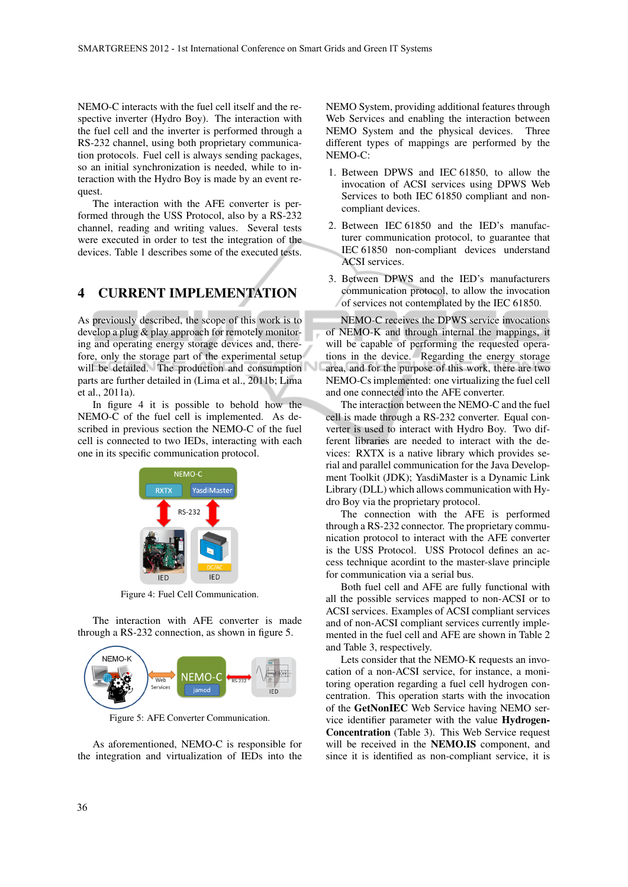NEMO-C interacts with the fuel cell itself and the respective inverter (Hydro Boy). The interaction with the fuel cell and the inverter is performed through a RS-232 channel, using both proprietary communication protocols. Fuel cell is always sending packages, so an initial synchronization is needed, while to interaction with the Hydro Boy is made by an event request.

The interaction with the AFE converter is performed through the USS Protocol, also by a RS-232 channel, reading and writing values. Several tests were executed in order to test the integration of the devices. Table 1 describes some of the executed tests.

## 4 CURRENT IMPLEMENTATION

As previously described, the scope of this work is to develop a plug & play approach for remotely monitoring and operating energy storage devices and, therefore, only the storage part of the experimental setup will be detailed. The production and consumption parts are further detailed in (Lima et al., 2011b; Lima et al., 2011a).

In figure 4 it is possible to behold how the NEMO-C of the fuel cell is implemented. As described in previous section the NEMO-C of the fuel cell is connected to two IEDs, interacting with each one in its specific communication protocol.

Figure 4: Fuel Cell Communication.

The interaction with AFE converter is made through a RS-232 connection, as shown in figure 5.

Figure 5: AFE Converter Communication.

As aforementioned, NEMO-C is responsible for the integration and virtualization of IEDs into the NEMO System, providing additional features through Web Services and enabling the interaction between NEMO System and the physical devices. Three different types of mappings are performed by the NEMO-C:

1. Between DPWS and IEC 61850, to allow the invocation of ACSI services using DPWS Web Services to both IEC 61850 compliant and non-compliant devices.
2. Between IEC 61850 and the IED's manufacturer communication protocol, to guarantee that IEC 61850 non-compliant devices understand ACSI services.
3. Between DPWS and the IED's manufacturers communication protocol, to allow the invocation of services not contemplated by the IEC 61850.

NEMO-C receives the DPWS service invocations of NEMO-K and through internal the mappings, it will be capable of performing the requested operations in the device. Regarding the energy storage area, and for the purpose of this work, there are two NEMO-Cs implemented: one virtualizing the fuel cell and one connected into the AFE converter.

The interaction between the NEMO-C and the fuel cell is made through a RS-232 converter. Equal converter is used to interact with Hydro Boy. Two different libraries are needed to interact with the devices: RXTX is a native library which provides serial and parallel communication for the Java Development Toolkit (JDK); YasdiMaster is a Dynamic Link Library (DLL) which allows communication with Hydro Boy via the proprietary protocol.

The connection with the AFE is performed through a RS-232 connector. The proprietary communication protocol to interact with the AFE converter is the USS Protocol. USS Protocol defines an access technique acordint to the master-slave principle for communication via a serial bus.

Both fuel cell and AFE are fully functional with all the possible services mapped to non-ACSI or to ACSI services. Examples of ACSI compliant services and of non-ACSI compliant services currently implemented in the fuel cell and AFE are shown in Table 2 and Table 3, respectively.

Lets consider that the NEMO-K requests an invocation of a non-ACSI service, for instance, a monitoring operation regarding a fuel cell hydrogen concentration. This operation starts with the invocation of the **GetNonIEC** Web Service having NEMO service identifier parameter with the value **Hydrogen-Concentration** (Table 3). This Web Service request will be received in the **NEMO.IS** component, and since it is identified as non-compliant service, it is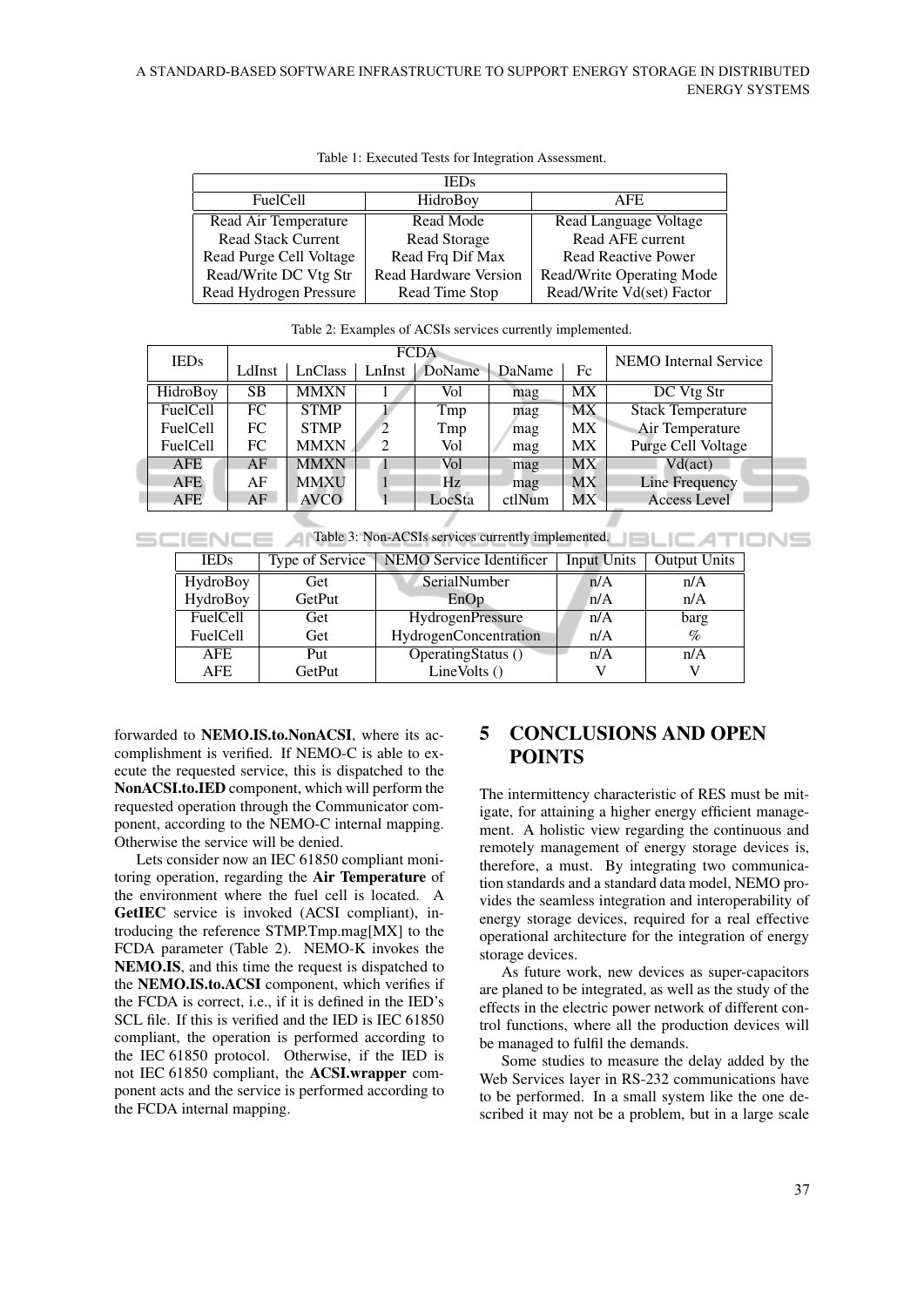Table 1: Executed Tests for Integration Assessment.

| IEDs | | |
|---|---|---|
| FuelCell | HidroBoy | AFE |
| Read Air Temperature | Read Mode | Read Language Voltage |
| Read Stack Current | Read Storage | Read AFE current |
| Read Purge Cell Voltage | Read Frq Dif Max | Read Reactive Power |
| Read/Write DC Vtg Str | Read Hardware Version | Read/Write Operating Mode |
| Read Hydrogen Pressure | Read Time Stop | Read/Write Vd(set) Factor |

Table 2: Examples of ACSIs services currently implemented.

| IEDs | FCDA | | | | | | NEMO Internal Service |
|---|---|---|---|---|---|---|---|
| | LdInst | LnClass | LnInst | DoName | DaName | Fc | |
| HidroBoy | SB | MMXN | 1 | Vol | mag | MX | DC Vtg Str |
| FuelCell | FC | STMP | 1 | Tmp | mag | MX | Stack Temperature |
| FuelCell | FC | STMP | 2 | Tmp | mag | MX | Air Temperature |
| FuelCell | FC | MMXN | 2 | Vol | mag | MX | Purge Cell Voltage |
| AFE | AF | MMXN | 1 | Vol | mag | MX | Vd(act) |
| AFE | AF | MMXU | 1 | Hz | mag | MX | Line Frequency |
| AFE | AF | AVCO | 1 | LocSta | ctlNum | MX | Access Level |

Table 3: Non-ACSIs services currently implemented.

| IEDs | Type of Service | NEMO Service Identificer | Input Units | Output Units |
|---|---|---|---|---|
| HydroBoy | Get | SerialNumber | n/A | n/A |
| HydroBoy | GetPut | EnOp | n/A | n/A |
| FuelCell | Get | HydrogenPressure | n/A | barg |
| FuelCell | Get | HydrogenConcentration | n/A | % |
| AFE | Put | OperatingStatus () | n/A | n/A |
| AFE | GetPut | LineVolts () | V | V |

forwarded to **NEMO.IS.to.NonACSI**, where its accomplishment is verified. If NEMO-C is able to execute the requested service, this is dispatched to the **NonACSI.to.IED** component, which will perform the requested operation through the Communicator component, according to the NEMO-C internal mapping. Otherwise the service will be denied.

Lets consider now an IEC 61850 compliant monitoring operation, regarding the **Air Temperature** of the environment where the fuel cell is located. A **GetIEC** service is invoked (ACSI compliant), introducing the reference STMP.Tmp.mag[MX] to the FCDA parameter (Table 2). NEMO-K invokes the **NEMO.IS**, and this time the request is dispatched to the **NEMO.IS.to.ACSI** component, which verifies if the FCDA is correct, i.e., if it is defined in the IED's SCL file. If this is verified and the IED is IEC 61850 compliant, the operation is performed according to the IEC 61850 protocol. Otherwise, if the IED is not IEC 61850 compliant, the **ACSI.wrapper** component acts and the service is performed according to the FCDA internal mapping.

# 5 CONCLUSIONS AND OPEN POINTS

The intermittency characteristic of RES must be mitigate, for attaining a higher energy efficient management. A holistic view regarding the continuous and remotely management of energy storage devices is, therefore, a must. By integrating two communication standards and a standard data model, NEMO provides the seamless integration and interoperability of energy storage devices, required for a real effective operational architecture for the integration of energy storage devices.

As future work, new devices as super-capacitors are planed to be integrated, as well as the study of the effects in the electric power network of different control functions, where all the production devices will be managed to fulfil the demands.

Some studies to measure the delay added by the Web Services layer in RS-232 communications have to be performed. In a small system like the one described it may not be a problem, but in a large scale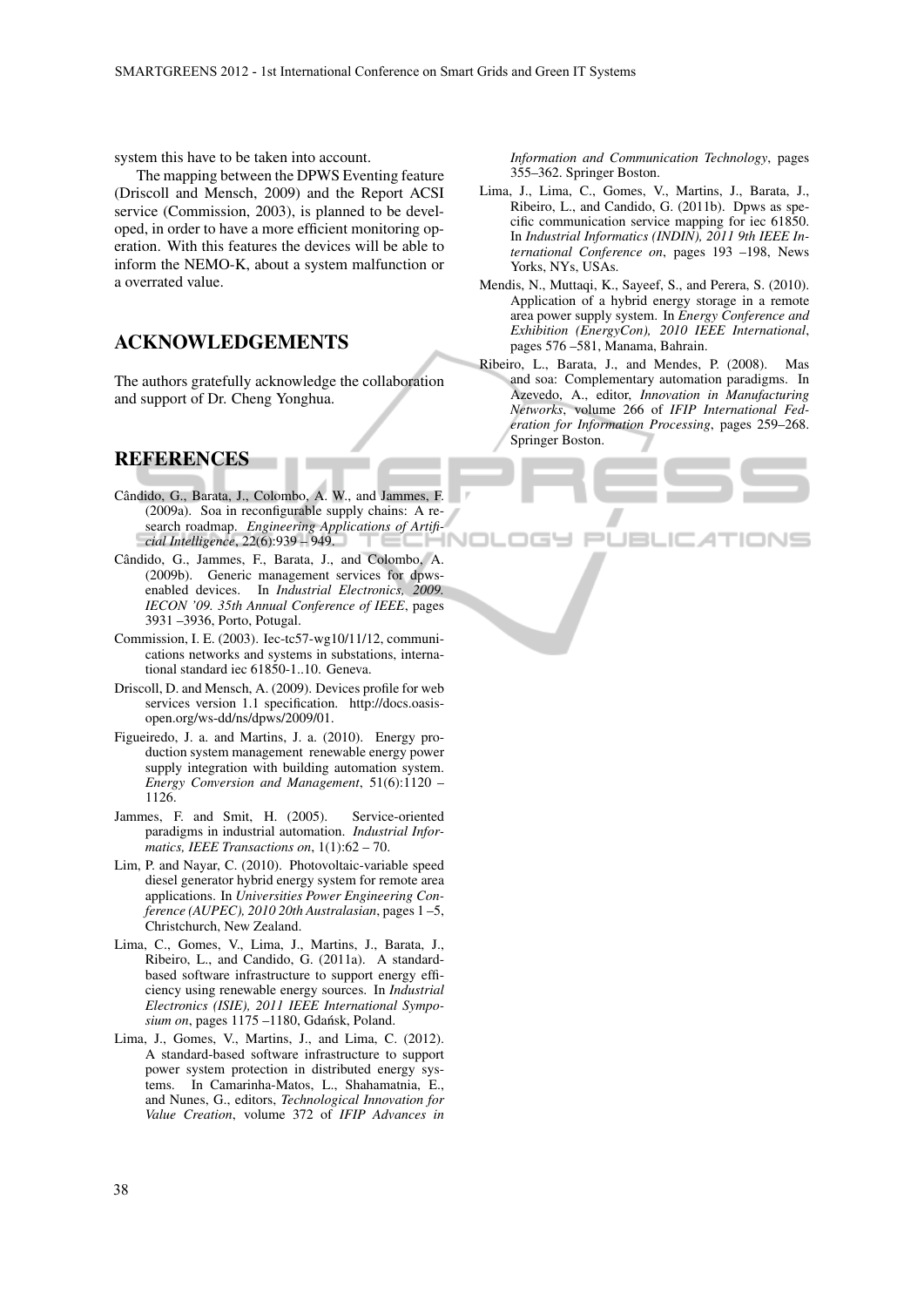system this have to be taken into account.

The mapping between the DPWS Eventing feature (Driscoll and Mensch, 2009) and the Report ACSI service (Commission, 2003), is planned to be developed, in order to have a more efficient monitoring operation. With this features the devices will be able to inform the NEMO-K, about a system malfunction or a overrated value.

## ACKNOWLEDGEMENTS

The authors gratefully acknowledge the collaboration and support of Dr. Cheng Yonghua.

## REFERENCES

Cândido, G., Barata, J., Colombo, A. W., and Jammes, F. (2009a). Soa in reconfigurable supply chains: A research roadmap. *Engineering Applications of Artificial Intelligence*, 22(6):939 – 949.

Cândido, G., Jammes, F., Barata, J., and Colombo, A. (2009b). Generic management services for dpws-enabled devices. In *Industrial Electronics, 2009. IECON '09. 35th Annual Conference of IEEE*, pages 3931 –3936, Porto, Potugal.

Commission, I. E. (2003). Iec-tc57-wg10/11/12, communications networks and systems in substations, international standard iec 61850-1..10. Geneva.

Driscoll, D. and Mensch, A. (2009). Devices profile for web services version 1.1 specification. http://docs.oasis-open.org/ws-dd/ns/dpws/2009/01.

Figueiredo, J. a. and Martins, J. a. (2010). Energy production system management renewable energy power supply integration with building automation system. *Energy Conversion and Management*, 51(6):1120 – 1126.

Jammes, F. and Smit, H. (2005). Service-oriented paradigms in industrial automation. *Industrial Informatics, IEEE Transactions on*, 1(1):62 – 70.

Lim, P. and Nayar, C. (2010). Photovoltaic-variable speed diesel generator hybrid energy system for remote area applications. In *Universities Power Engineering Conference (AUPEC), 2010 20th Australasian*, pages 1 –5, Christchurch, New Zealand.

Lima, C., Gomes, V., Lima, J., Martins, J., Barata, J., Ribeiro, L., and Candido, G. (2011a). A standard-based software infrastructure to support energy efficiency using renewable energy sources. In *Industrial Electronics (ISIE), 2011 IEEE International Symposium on*, pages 1175 –1180, Gdańsk, Poland.

Lima, J., Gomes, V., Martins, J., and Lima, C. (2012). A standard-based software infrastructure to support power system protection in distributed energy systems. In Camarinha-Matos, L., Shahamatnia, E., and Nunes, G., editors, *Technological Innovation for Value Creation*, volume 372 of *IFIP Advances in Information and Communication Technology*, pages 355–362. Springer Boston.

Lima, J., Lima, C., Gomes, V., Martins, J., Barata, J., Ribeiro, L., and Candido, G. (2011b). Dpws as specific communication service mapping for iec 61850. In *Industrial Informatics (INDIN), 2011 9th IEEE International Conference on*, pages 193 –198, News Yorks, NYs, USAs.

Mendis, N., Muttaqi, K., Sayeef, S., and Perera, S. (2010). Application of a hybrid energy storage in a remote area power supply system. In *Energy Conference and Exhibition (EnergyCon), 2010 IEEE International*, pages 576 –581, Manama, Bahrain.

Ribeiro, L., Barata, J., and Mendes, P. (2008). Mas and soa: Complementary automation paradigms. In Azevedo, A., editor, *Innovation in Manufacturing Networks*, volume 266 of *IFIP International Federation for Information Processing*, pages 259–268. Springer Boston.